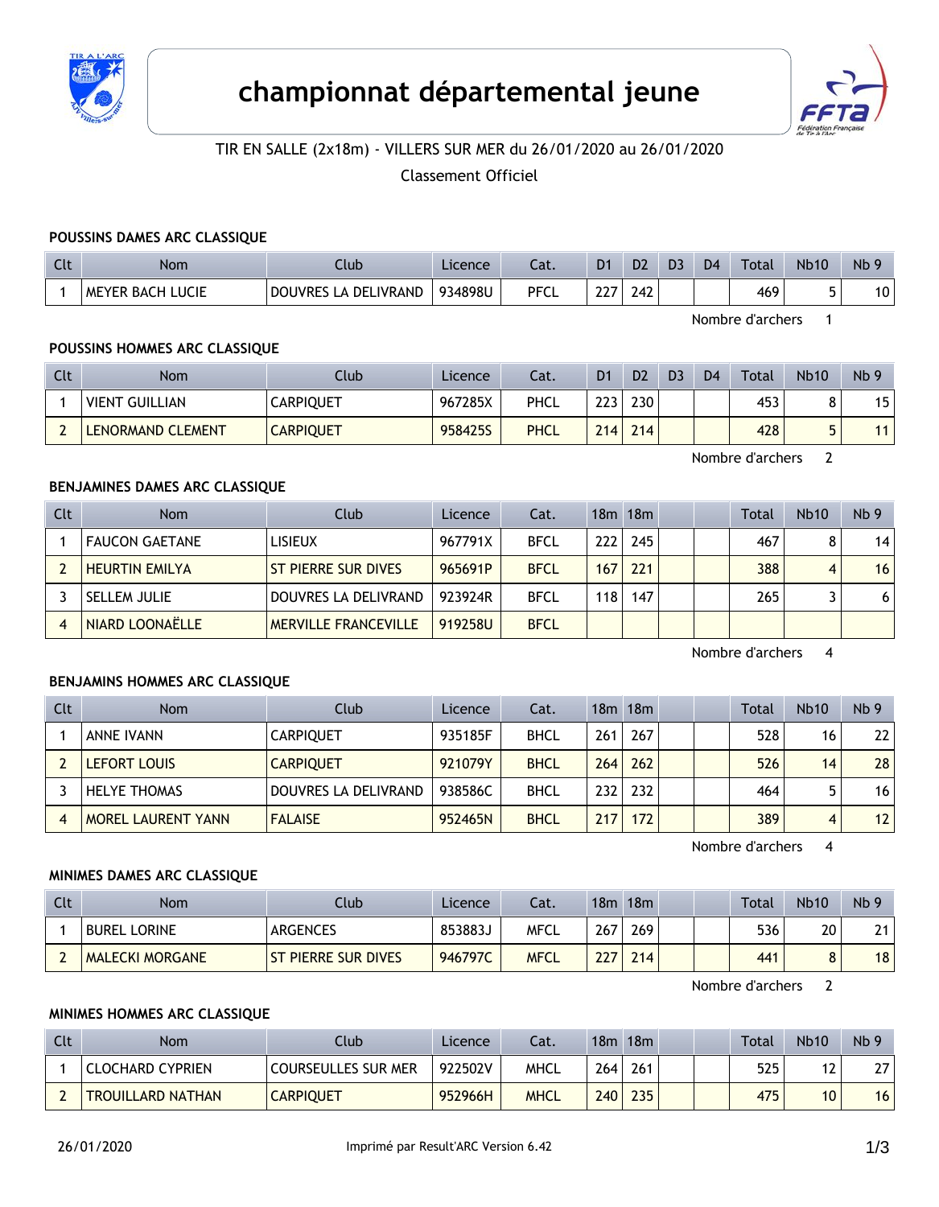# championnat départemental jeune

TIR EN SALLE (2x18m) - VILLERS SUR MER du 26/01/2020 au 26/01/2020

Classement Officiel

### POUSSINS DAMES ARC CLASSIQUE

| Clt | Nom | Club | Licence | Cat. | D1 | D2 | D3 | D4 | Total | Nb10 | Nb 9 |
|---|---|---|---|---|---|---|---|---|---|---|---|
| 1 | MEYER BACH LUCIE | DOUVRES LA DELIVRAND | 934898U | PFCL | 227 | 242 | | | 469 | 5 | 10 |

Nombre d'archers 1

### POUSSINS HOMMES ARC CLASSIQUE

| Clt | Nom | Club | Licence | Cat. | D1 | D2 | D3 | D4 | Total | Nb10 | Nb 9 |
|---|---|---|---|---|---|---|---|---|---|---|---|
| 1 | VIENT GUILLIAN | CARPIQUET | 967285X | PHCL | 223 | 230 | | | 453 | 8 | 15 |
| 2 | LENORMAND CLEMENT | CARPIQUET | 958425S | PHCL | 214 | 214 | | | 428 | 5 | 11 |

Nombre d'archers 2

### BENJAMINES DAMES ARC CLASSIQUE

| Clt | Nom | Club | Licence | Cat. | 18m | 18m | | | Total | Nb10 | Nb 9 |
|---|---|---|---|---|---|---|---|---|---|---|---|
| 1 | FAUCON GAETANE | LISIEUX | 967791X | BFCL | 222 | 245 | | | 467 | 8 | 14 |
| 2 | HEURTIN EMILYA | ST PIERRE SUR DIVES | 965691P | BFCL | 167 | 221 | | | 388 | 4 | 16 |
| 3 | SELLEM JULIE | DOUVRES LA DELIVRAND | 923924R | BFCL | 118 | 147 | | | 265 | 3 | 6 |
| 4 | NIARD LOONAËLLE | MERVILLE FRANCEVILLE | 919258U | BFCL | | | | | | | |

Nombre d'archers 4

### BENJAMINS HOMMES ARC CLASSIQUE

| Clt | Nom | Club | Licence | Cat. | 18m | 18m | | | Total | Nb10 | Nb 9 |
|---|---|---|---|---|---|---|---|---|---|---|---|
| 1 | ANNE IVANN | CARPIQUET | 935185F | BHCL | 261 | 267 | | | 528 | 16 | 22 |
| 2 | LEFORT LOUIS | CARPIQUET | 921079Y | BHCL | 264 | 262 | | | 526 | 14 | 28 |
| 3 | HELYE THOMAS | DOUVRES LA DELIVRAND | 938586C | BHCL | 232 | 232 | | | 464 | 5 | 16 |
| 4 | MOREL LAURENT YANN | FALAISE | 952465N | BHCL | 217 | 172 | | | 389 | 4 | 12 |

Nombre d'archers 4

### MINIMES DAMES ARC CLASSIQUE

| Clt | Nom | Club | Licence | Cat. | 18m | 18m | | | Total | Nb10 | Nb 9 |
|---|---|---|---|---|---|---|---|---|---|---|---|
| 1 | BUREL LORINE | ARGENCES | 853883J | MFCL | 267 | 269 | | | 536 | 20 | 21 |
| 2 | MALECKI MORGANE | ST PIERRE SUR DIVES | 946797C | MFCL | 227 | 214 | | | 441 | 8 | 18 |

Nombre d'archers 2

### MINIMES HOMMES ARC CLASSIQUE

| Clt | Nom | Club | Licence | Cat. | 18m | 18m | | | Total | Nb10 | Nb 9 |
|---|---|---|---|---|---|---|---|---|---|---|---|
| 1 | CLOCHARD CYPRIEN | COURSEULLES SUR MER | 922502V | MHCL | 264 | 261 | | | 525 | 12 | 27 |
| 2 | TROUILLARD NATHAN | CARPIQUET | 952966H | MHCL | 240 | 235 | | | 475 | 10 | 16 |

26/01/2020 Imprimé par Result'ARC Version 6.42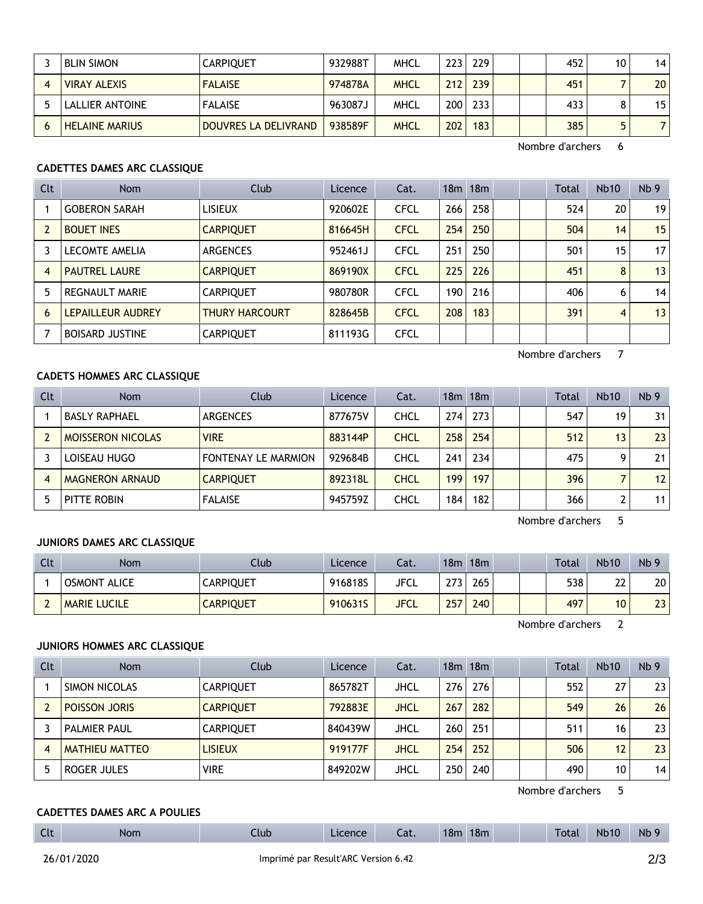| 3 | BLIN SIMON | CARPIQUET | 932988T | MHCL | 223 | 229 | | | 452 | 10 | 14 |
|---|---|---|---|---|---|---|---|---|---|---|---|
| 4 | VIRAY ALEXIS | FALAISE | 974878A | MHCL | 212 | 239 | | | 451 | 7 | 20 |
| 5 | LALLIER ANTOINE | FALAISE | 963087J | MHCL | 200 | 233 | | | 433 | 8 | 15 |
| 6 | HELAINE MARIUS | DOUVRES LA DELIVRAND | 938589F | MHCL | 202 | 183 | | | 385 | 5 | 7 |

Nombre d'archers 6

### CADETTES DAMES ARC CLASSIQUE

| Clt | Nom | Club | Licence | Cat. | 18m | 18m | | | Total | Nb10 | Nb 9 |
|---|---|---|---|---|---|---|---|---|---|---|---|
| 1 | GOBERON SARAH | LISIEUX | 920602E | CFCL | 266 | 258 | | | 524 | 20 | 19 |
| 2 | BOUET INES | CARPIQUET | 816645H | CFCL | 254 | 250 | | | 504 | 14 | 15 |
| 3 | LECOMTE AMELIA | ARGENCES | 952461J | CFCL | 251 | 250 | | | 501 | 15 | 17 |
| 4 | PAUTREL LAURE | CARPIQUET | 869190X | CFCL | 225 | 226 | | | 451 | 8 | 13 |
| 5 | REGNAULT MARIE | CARPIQUET | 980780R | CFCL | 190 | 216 | | | 406 | 6 | 14 |
| 6 | LEPAILLEUR AUDREY | THURY HARCOURT | 828645B | CFCL | 208 | 183 | | | 391 | 4 | 13 |
| 7 | BOISARD JUSTINE | CARPIQUET | 811193G | CFCL | | | | | | | |

Nombre d'archers 7

### CADETS HOMMES ARC CLASSIQUE

| Clt | Nom | Club | Licence | Cat. | 18m | 18m | | | Total | Nb10 | Nb 9 |
|---|---|---|---|---|---|---|---|---|---|---|---|
| 1 | BASLY RAPHAEL | ARGENCES | 877675V | CHCL | 274 | 273 | | | 547 | 19 | 31 |
| 2 | MOISSERON NICOLAS | VIRE | 883144P | CHCL | 258 | 254 | | | 512 | 13 | 23 |
| 3 | LOISEAU HUGO | FONTENAY LE MARMION | 929684B | CHCL | 241 | 234 | | | 475 | 9 | 21 |
| 4 | MAGNERON ARNAUD | CARPIQUET | 892318L | CHCL | 199 | 197 | | | 396 | 7 | 12 |
| 5 | PITTE ROBIN | FALAISE | 945759Z | CHCL | 184 | 182 | | | 366 | 2 | 11 |

Nombre d'archers 5

### JUNIORS DAMES ARC CLASSIQUE

| Clt | Nom | Club | Licence | Cat. | 18m | 18m | | | Total | Nb10 | Nb 9 |
|---|---|---|---|---|---|---|---|---|---|---|---|
| 1 | OSMONT ALICE | CARPIQUET | 916818S | JFCL | 273 | 265 | | | 538 | 22 | 20 |
| 2 | MARIE LUCILE | CARPIQUET | 910631S | JFCL | 257 | 240 | | | 497 | 10 | 23 |

Nombre d'archers 2

### JUNIORS HOMMES ARC CLASSIQUE

| Clt | Nom | Club | Licence | Cat. | 18m | 18m | | | Total | Nb10 | Nb 9 |
|---|---|---|---|---|---|---|---|---|---|---|---|
| 1 | SIMON NICOLAS | CARPIQUET | 865782T | JHCL | 276 | 276 | | | 552 | 27 | 23 |
| 2 | POISSON JORIS | CARPIQUET | 792883E | JHCL | 267 | 282 | | | 549 | 26 | 26 |
| 3 | PALMIER PAUL | CARPIQUET | 840439W | JHCL | 260 | 251 | | | 511 | 16 | 23 |
| 4 | MATHIEU MATTEO | LISIEUX | 919177F | JHCL | 254 | 252 | | | 506 | 12 | 23 |
| 5 | ROGER JULES | VIRE | 849202W | JHCL | 250 | 240 | | | 490 | 10 | 14 |

Nombre d'archers 5

### CADETTES DAMES ARC A POULIES

| Clt | Nom | Club | Licence | Cat. | 18m | 18m | | | Total | Nb10 | Nb 9 |
|---|---|---|---|---|---|---|---|---|---|---|---|

26/01/2020 Imprimé par Result'ARC Version 6.42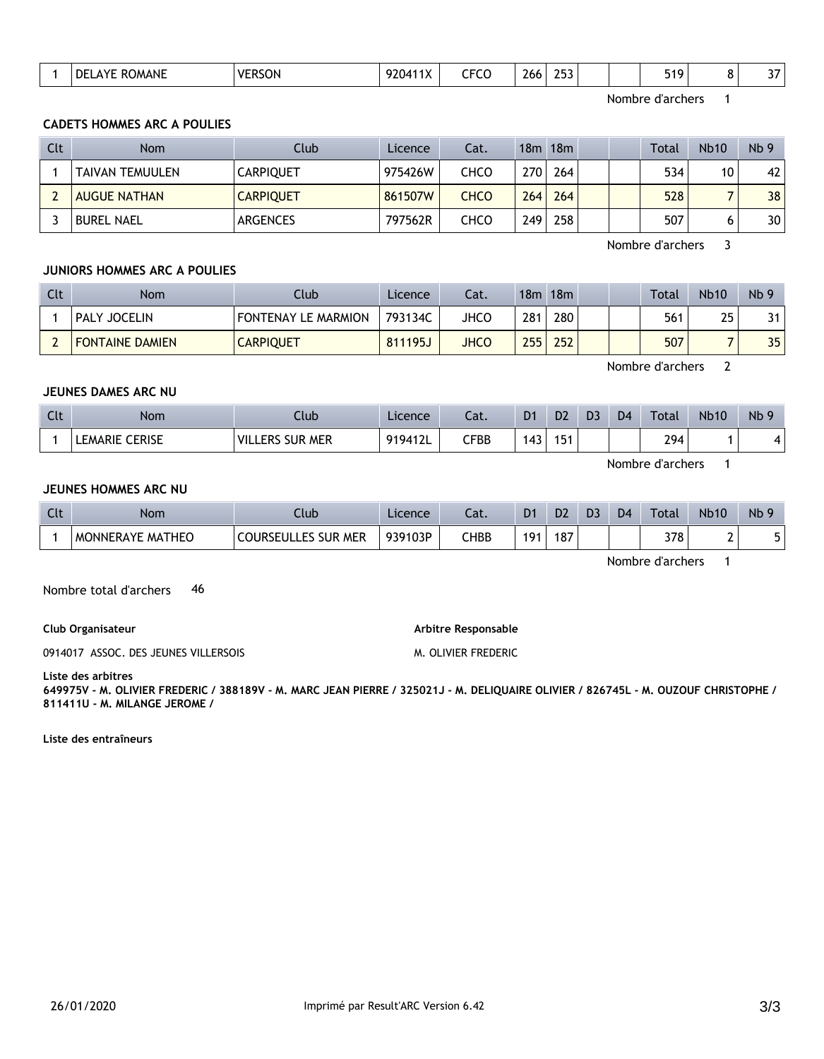| | | | | | | | | | | | | |
|---|---|---|---|---|---|---|---|---|---|---|---|---|
| 1 | DELAYE ROMANE | VERSON | 920411X | CFCO | 266 | 253 | | | 519 | 8 | 37 |

Nombre d'archers 1

**CADETS HOMMES ARC A POULIES**

| Clt | Nom | Club | Licence | Cat. | 18m | 18m | | | Total | Nb10 | Nb 9 |
|---|---|---|---|---|---|---|---|---|---|---|---|
| 1 | TAIVAN TEMUULEN | CARPIQUET | 975426W | CHCO | 270 | 264 | | | 534 | 10 | 42 |
| 2 | AUGUE NATHAN | CARPIQUET | 861507W | CHCO | 264 | 264 | | | 528 | 7 | 38 |
| 3 | BUREL NAEL | ARGENCES | 797562R | CHCO | 249 | 258 | | | 507 | 6 | 30 |

Nombre d'archers 3

**JUNIORS HOMMES ARC A POULIES**

| Clt | Nom | Club | Licence | Cat. | 18m | 18m | | | Total | Nb10 | Nb 9 |
|---|---|---|---|---|---|---|---|---|---|---|---|
| 1 | PALY JOCELIN | FONTENAY LE MARMION | 793134C | JHCO | 281 | 280 | | | 561 | 25 | 31 |
| 2 | FONTAINE DAMIEN | CARPIQUET | 811195J | JHCO | 255 | 252 | | | 507 | 7 | 35 |

Nombre d'archers 2

**JEUNES DAMES ARC NU**

| Clt | Nom | Club | Licence | Cat. | D1 | D2 | D3 | D4 | Total | Nb10 | Nb 9 |
|---|---|---|---|---|---|---|---|---|---|---|---|
| 1 | LEMARIE CERISE | VILLERS SUR MER | 919412L | CFBB | 143 | 151 | | | 294 | 1 | 4 |

Nombre d'archers 1

**JEUNES HOMMES ARC NU**

| Clt | Nom | Club | Licence | Cat. | D1 | D2 | D3 | D4 | Total | Nb10 | Nb 9 |
|---|---|---|---|---|---|---|---|---|---|---|---|
| 1 | MONNERAYE MATHEO | COURSEULLES SUR MER | 939103P | CHBB | 191 | 187 | | | 378 | 2 | 5 |

Nombre d'archers 1

Nombre total d'archers 46

**Club Organisateur**

0914017 ASSOC. DES JEUNES VILLERSOIS

**Arbitre Responsable**

M. OLIVIER FREDERIC

**Liste des arbitres**

**649975V - M. OLIVIER FREDERIC / 388189V - M. MARC JEAN PIERRE / 325021J - M. DELIQUAIRE OLIVIER / 826745L - M. OUZOUF CHRISTOPHE / 811411U - M. MILANGE JEROME /**

**Liste des entraîneurs**

26/01/2020 Imprimé par Result'ARC Version 6.42